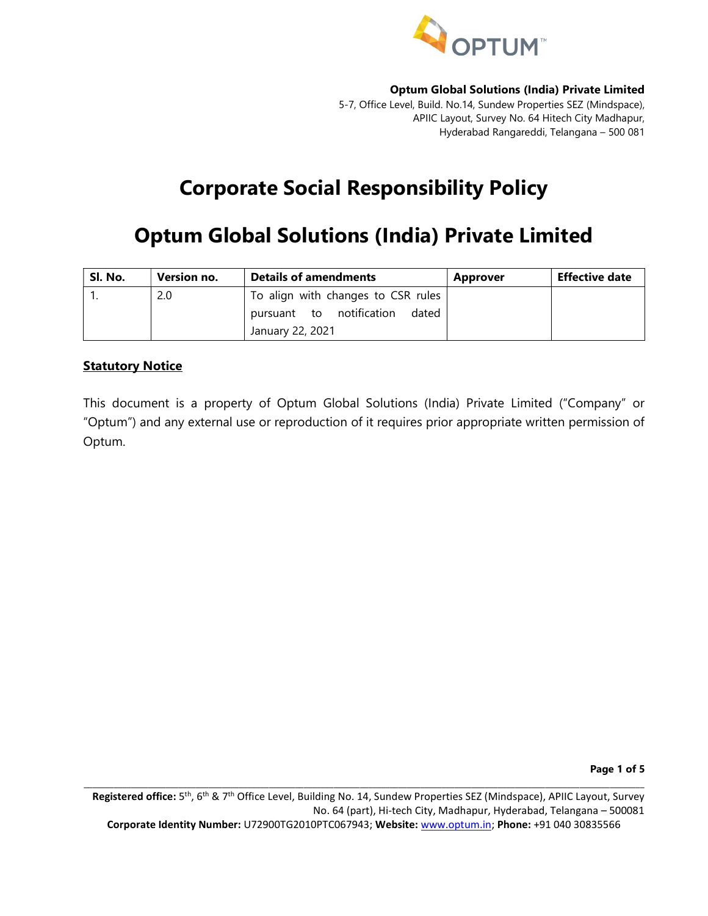**Optum Global Solutions (India) Private Limited**
5-7, Office Level, Build. No.14, Sundew Properties SEZ (Mindspace),
APIIC Layout, Survey No. 64 Hitech City Madhapur,
Hyderabad Rangareddi, Telangana – 500 081

# Corporate Social Responsibility Policy

# Optum Global Solutions (India) Private Limited

| Sl. No. | Version no. | Details of amendments | Approver | Effective date |
|---|---|---|---|---|
| 1. | 2.0 | To align with changes to CSR rules pursuant to notification dated January 22, 2021 | | |

**Statutory Notice**

This document is a property of Optum Global Solutions (India) Private Limited ("Company" or "Optum") and any external use or reproduction of it requires prior appropriate written permission of Optum.

**Registered office:** 5th, 6th & 7th Office Level, Building No. 14, Sundew Properties SEZ (Mindspace), APIIC Layout, Survey No. 64 (part), Hi-tech City, Madhapur, Hyderabad, Telangana – 500081
**Corporate Identity Number:** U72900TG2010PTC067943; **Website:** www.optum.in; **Phone:** +91 040 30835566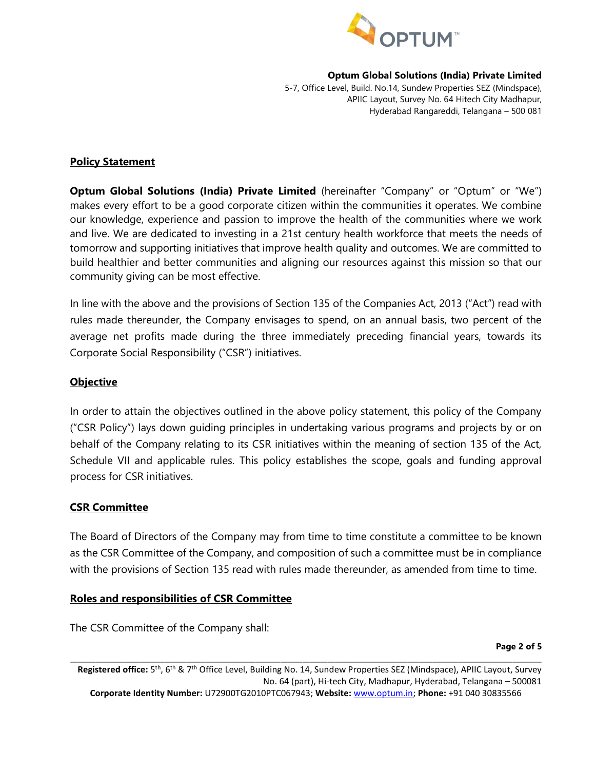**Optum Global Solutions (India) Private Limited**
5-7, Office Level, Build. No.14, Sundew Properties SEZ (Mindspace),
APIIC Layout, Survey No. 64 Hitech City Madhapur,
Hyderabad Rangareddi, Telangana – 500 081

## Policy Statement

**Optum Global Solutions (India) Private Limited** (hereinafter "Company" or "Optum" or "We") makes every effort to be a good corporate citizen within the communities it operates. We combine our knowledge, experience and passion to improve the health of the communities where we work and live. We are dedicated to investing in a 21st century health workforce that meets the needs of tomorrow and supporting initiatives that improve health quality and outcomes. We are committed to build healthier and better communities and aligning our resources against this mission so that our community giving can be most effective.

In line with the above and the provisions of Section 135 of the Companies Act, 2013 ("Act") read with rules made thereunder, the Company envisages to spend, on an annual basis, two percent of the average net profits made during the three immediately preceding financial years, towards its Corporate Social Responsibility ("CSR") initiatives.

## Objective

In order to attain the objectives outlined in the above policy statement, this policy of the Company ("CSR Policy") lays down guiding principles in undertaking various programs and projects by or on behalf of the Company relating to its CSR initiatives within the meaning of section 135 of the Act, Schedule VII and applicable rules. This policy establishes the scope, goals and funding approval process for CSR initiatives.

## CSR Committee

The Board of Directors of the Company may from time to time constitute a committee to be known as the CSR Committee of the Company, and composition of such a committee must be in compliance with the provisions of Section 135 read with rules made thereunder, as amended from time to time.

## Roles and responsibilities of CSR Committee

The CSR Committee of the Company shall: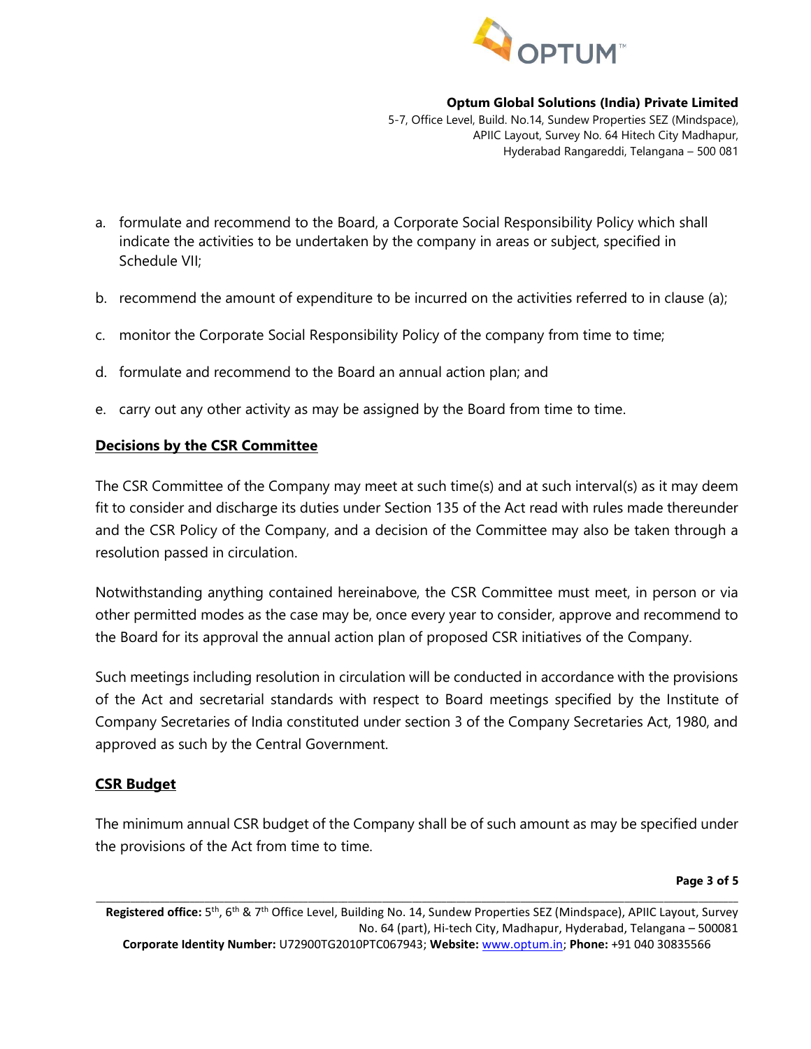a. formulate and recommend to the Board, a Corporate Social Responsibility Policy which shall indicate the activities to be undertaken by the company in areas or subject, specified in Schedule VII;

b. recommend the amount of expenditure to be incurred on the activities referred to in clause (a);

c. monitor the Corporate Social Responsibility Policy of the company from time to time;

d. formulate and recommend to the Board an annual action plan; and

e. carry out any other activity as may be assigned by the Board from time to time.

**Decisions by the CSR Committee**

The CSR Committee of the Company may meet at such time(s) and at such interval(s) as it may deem fit to consider and discharge its duties under Section 135 of the Act read with rules made thereunder and the CSR Policy of the Company, and a decision of the Committee may also be taken through a resolution passed in circulation.

Notwithstanding anything contained hereinabove, the CSR Committee must meet, in person or via other permitted modes as the case may be, once every year to consider, approve and recommend to the Board for its approval the annual action plan of proposed CSR initiatives of the Company.

Such meetings including resolution in circulation will be conducted in accordance with the provisions of the Act and secretarial standards with respect to Board meetings specified by the Institute of Company Secretaries of India constituted under section 3 of the Company Secretaries Act, 1980, and approved as such by the Central Government.

**CSR Budget**

The minimum annual CSR budget of the Company shall be of such amount as may be specified under the provisions of the Act from time to time.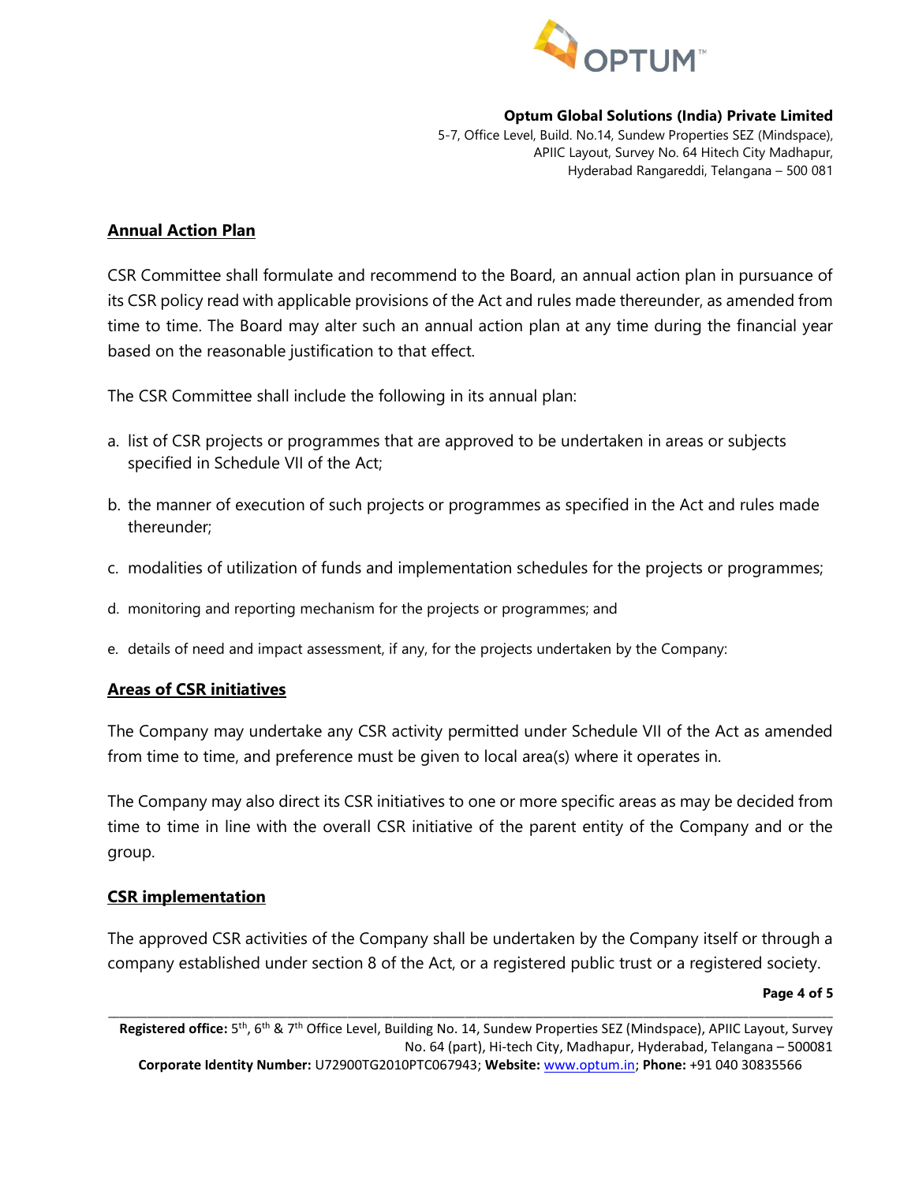## Annual Action Plan

CSR Committee shall formulate and recommend to the Board, an annual action plan in pursuance of its CSR policy read with applicable provisions of the Act and rules made thereunder, as amended from time to time. The Board may alter such an annual action plan at any time during the financial year based on the reasonable justification to that effect.

The CSR Committee shall include the following in its annual plan:

a. list of CSR projects or programmes that are approved to be undertaken in areas or subjects specified in Schedule VII of the Act;

b. the manner of execution of such projects or programmes as specified in the Act and rules made thereunder;

c. modalities of utilization of funds and implementation schedules for the projects or programmes;

d. monitoring and reporting mechanism for the projects or programmes; and

e. details of need and impact assessment, if any, for the projects undertaken by the Company:

## Areas of CSR initiatives

The Company may undertake any CSR activity permitted under Schedule VII of the Act as amended from time to time, and preference must be given to local area(s) where it operates in.

The Company may also direct its CSR initiatives to one or more specific areas as may be decided from time to time in line with the overall CSR initiative of the parent entity of the Company and or the group.

## CSR implementation

The approved CSR activities of the Company shall be undertaken by the Company itself or through a company established under section 8 of the Act, or a registered public trust or a registered society.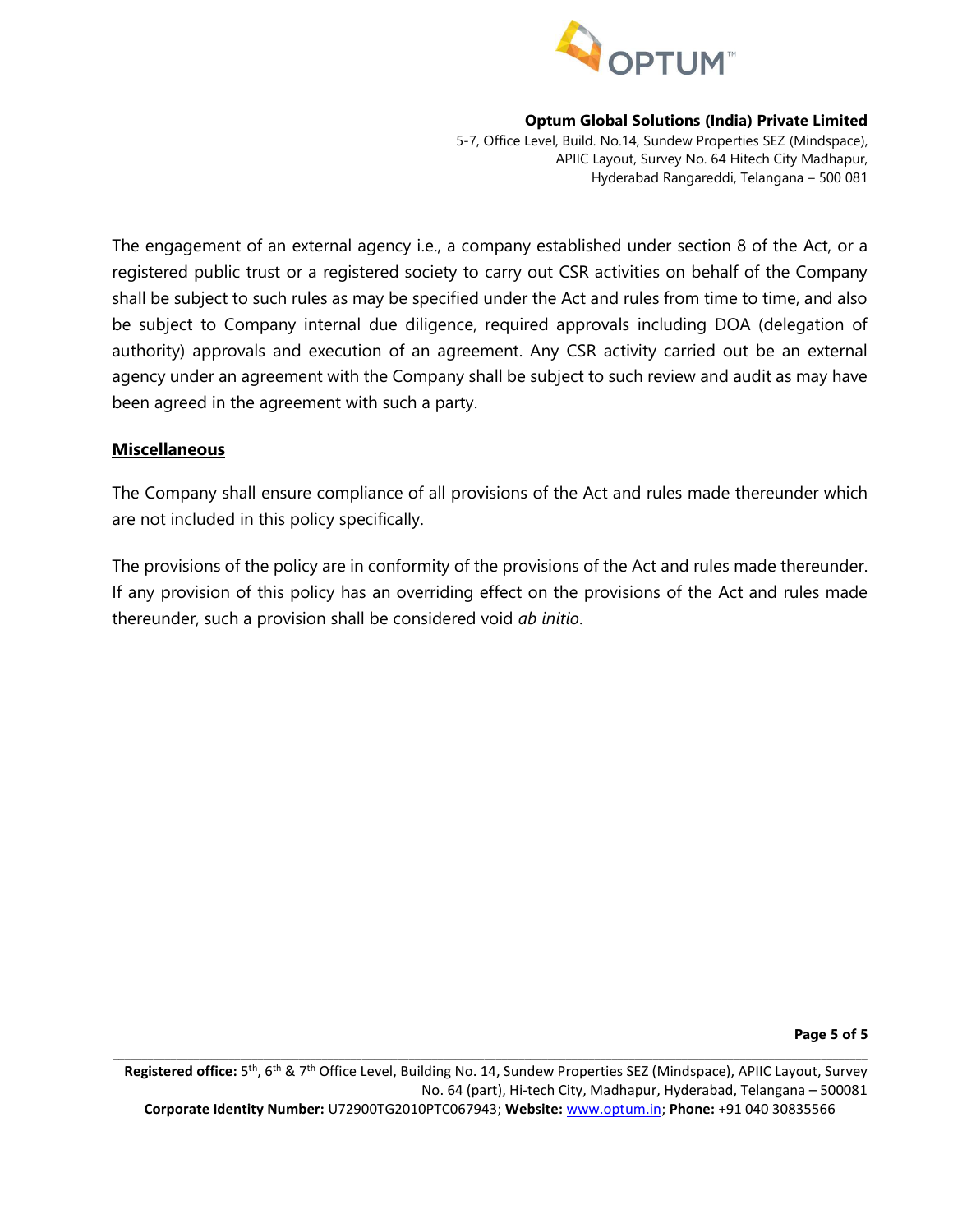The engagement of an external agency i.e., a company established under section 8 of the Act, or a registered public trust or a registered society to carry out CSR activities on behalf of the Company shall be subject to such rules as may be specified under the Act and rules from time to time, and also be subject to Company internal due diligence, required approvals including DOA (delegation of authority) approvals and execution of an agreement. Any CSR activity carried out be an external agency under an agreement with the Company shall be subject to such review and audit as may have been agreed in the agreement with such a party.

## Miscellaneous

The Company shall ensure compliance of all provisions of the Act and rules made thereunder which are not included in this policy specifically.

The provisions of the policy are in conformity of the provisions of the Act and rules made thereunder. If any provision of this policy has an overriding effect on the provisions of the Act and rules made thereunder, such a provision shall be considered void *ab initio*.